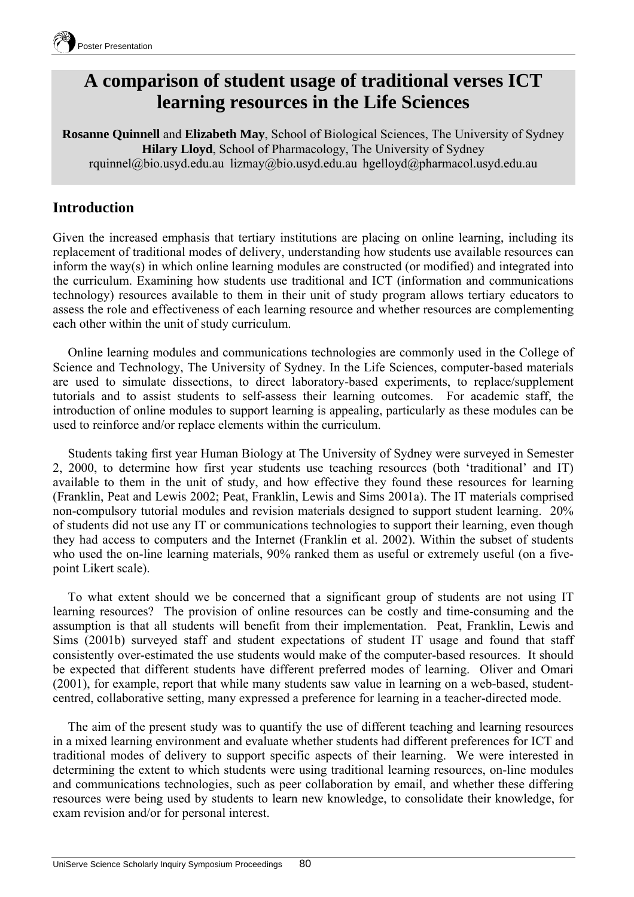# A comparison of student usage of traditional verses ICT learning resources in the Life Sciences

**Rosanne Quinnell** and **Elizabeth May**, School of Biological Sciences, The University of Sydney
**Hilary Lloyd**, School of Pharmacology, The University of Sydney
rquinnel@bio.usyd.edu.au lizmay@bio.usyd.edu.au hgelloyd@pharmacol.usyd.edu.au

## Introduction

Given the increased emphasis that tertiary institutions are placing on online learning, including its replacement of traditional modes of delivery, understanding how students use available resources can inform the way(s) in which online learning modules are constructed (or modified) and integrated into the curriculum. Examining how students use traditional and ICT (information and communications technology) resources available to them in their unit of study program allows tertiary educators to assess the role and effectiveness of each learning resource and whether resources are complementing each other within the unit of study curriculum.

Online learning modules and communications technologies are commonly used in the College of Science and Technology, The University of Sydney. In the Life Sciences, computer-based materials are used to simulate dissections, to direct laboratory-based experiments, to replace/supplement tutorials and to assist students to self-assess their learning outcomes. For academic staff, the introduction of online modules to support learning is appealing, particularly as these modules can be used to reinforce and/or replace elements within the curriculum.

Students taking first year Human Biology at The University of Sydney were surveyed in Semester 2, 2000, to determine how first year students use teaching resources (both 'traditional' and IT) available to them in the unit of study, and how effective they found these resources for learning (Franklin, Peat and Lewis 2002; Peat, Franklin, Lewis and Sims 2001a). The IT materials comprised non-compulsory tutorial modules and revision materials designed to support student learning. 20% of students did not use any IT or communications technologies to support their learning, even though they had access to computers and the Internet (Franklin et al. 2002). Within the subset of students who used the on-line learning materials, 90% ranked them as useful or extremely useful (on a five-point Likert scale).

To what extent should we be concerned that a significant group of students are not using IT learning resources? The provision of online resources can be costly and time-consuming and the assumption is that all students will benefit from their implementation. Peat, Franklin, Lewis and Sims (2001b) surveyed staff and student expectations of student IT usage and found that staff consistently over-estimated the use students would make of the computer-based resources. It should be expected that different students have different preferred modes of learning. Oliver and Omari (2001), for example, report that while many students saw value in learning on a web-based, student-centred, collaborative setting, many expressed a preference for learning in a teacher-directed mode.

The aim of the present study was to quantify the use of different teaching and learning resources in a mixed learning environment and evaluate whether students had different preferences for ICT and traditional modes of delivery to support specific aspects of their learning. We were interested in determining the extent to which students were using traditional learning resources, on-line modules and communications technologies, such as peer collaboration by email, and whether these differing resources were being used by students to learn new knowledge, to consolidate their knowledge, for exam revision and/or for personal interest.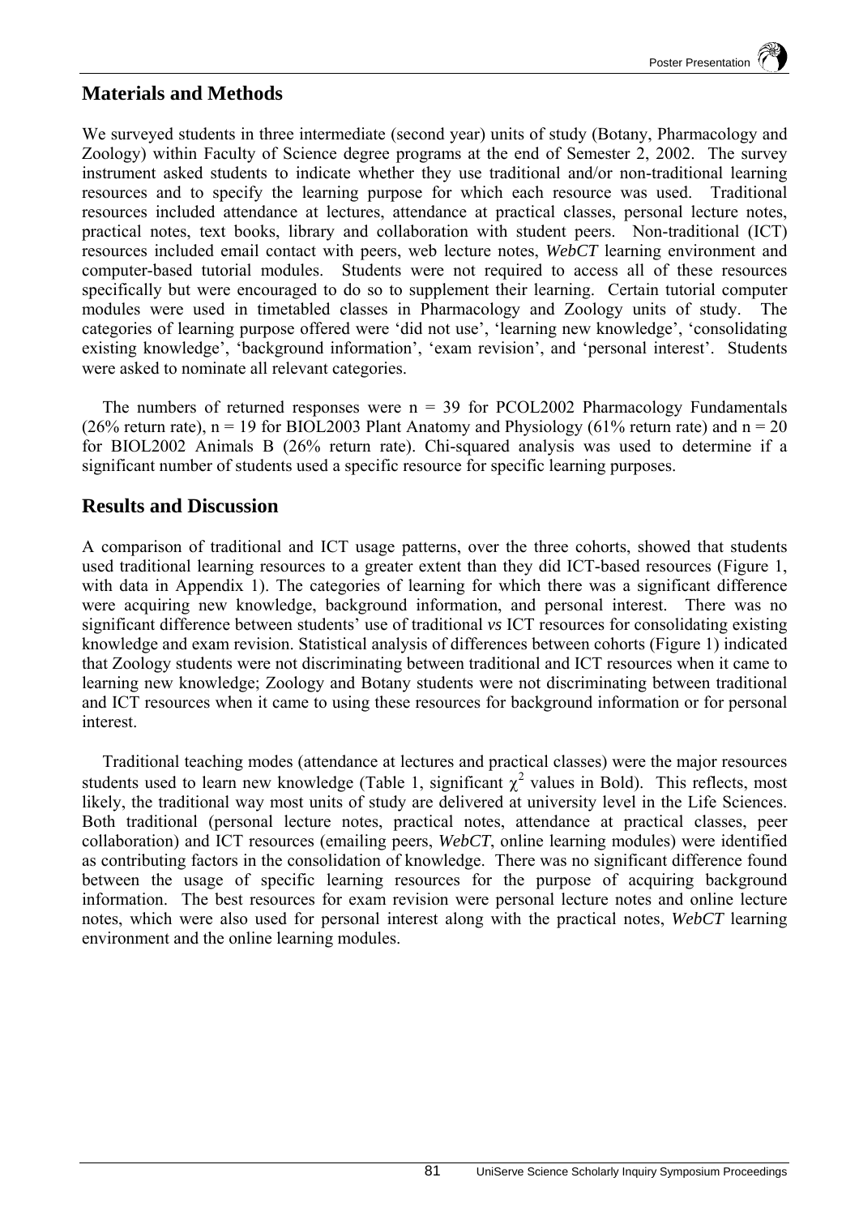## Materials and Methods

We surveyed students in three intermediate (second year) units of study (Botany, Pharmacology and Zoology) within Faculty of Science degree programs at the end of Semester 2, 2002. The survey instrument asked students to indicate whether they use traditional and/or non-traditional learning resources and to specify the learning purpose for which each resource was used. Traditional resources included attendance at lectures, attendance at practical classes, personal lecture notes, practical notes, text books, library and collaboration with student peers. Non-traditional (ICT) resources included email contact with peers, web lecture notes, *WebCT* learning environment and computer-based tutorial modules. Students were not required to access all of these resources specifically but were encouraged to do so to supplement their learning. Certain tutorial computer modules were used in timetabled classes in Pharmacology and Zoology units of study. The categories of learning purpose offered were 'did not use', 'learning new knowledge', 'consolidating existing knowledge', 'background information', 'exam revision', and 'personal interest'. Students were asked to nominate all relevant categories.

The numbers of returned responses were n = 39 for PCOL2002 Pharmacology Fundamentals (26% return rate), n = 19 for BIOL2003 Plant Anatomy and Physiology (61% return rate) and n = 20 for BIOL2002 Animals B (26% return rate). Chi-squared analysis was used to determine if a significant number of students used a specific resource for specific learning purposes.

## Results and Discussion

A comparison of traditional and ICT usage patterns, over the three cohorts, showed that students used traditional learning resources to a greater extent than they did ICT-based resources (Figure 1, with data in Appendix 1). The categories of learning for which there was a significant difference were acquiring new knowledge, background information, and personal interest. There was no significant difference between students' use of traditional *vs* ICT resources for consolidating existing knowledge and exam revision. Statistical analysis of differences between cohorts (Figure 1) indicated that Zoology students were not discriminating between traditional and ICT resources when it came to learning new knowledge; Zoology and Botany students were not discriminating between traditional and ICT resources when it came to using these resources for background information or for personal interest.

Traditional teaching modes (attendance at lectures and practical classes) were the major resources students used to learn new knowledge (Table 1, significant $\chi^2$ values in Bold). This reflects, most likely, the traditional way most units of study are delivered at university level in the Life Sciences. Both traditional (personal lecture notes, practical notes, attendance at practical classes, peer collaboration) and ICT resources (emailing peers, *WebCT*, online learning modules) were identified as contributing factors in the consolidation of knowledge. There was no significant difference found between the usage of specific learning resources for the purpose of acquiring background information. The best resources for exam revision were personal lecture notes and online lecture notes, which were also used for personal interest along with the practical notes, *WebCT* learning environment and the online learning modules.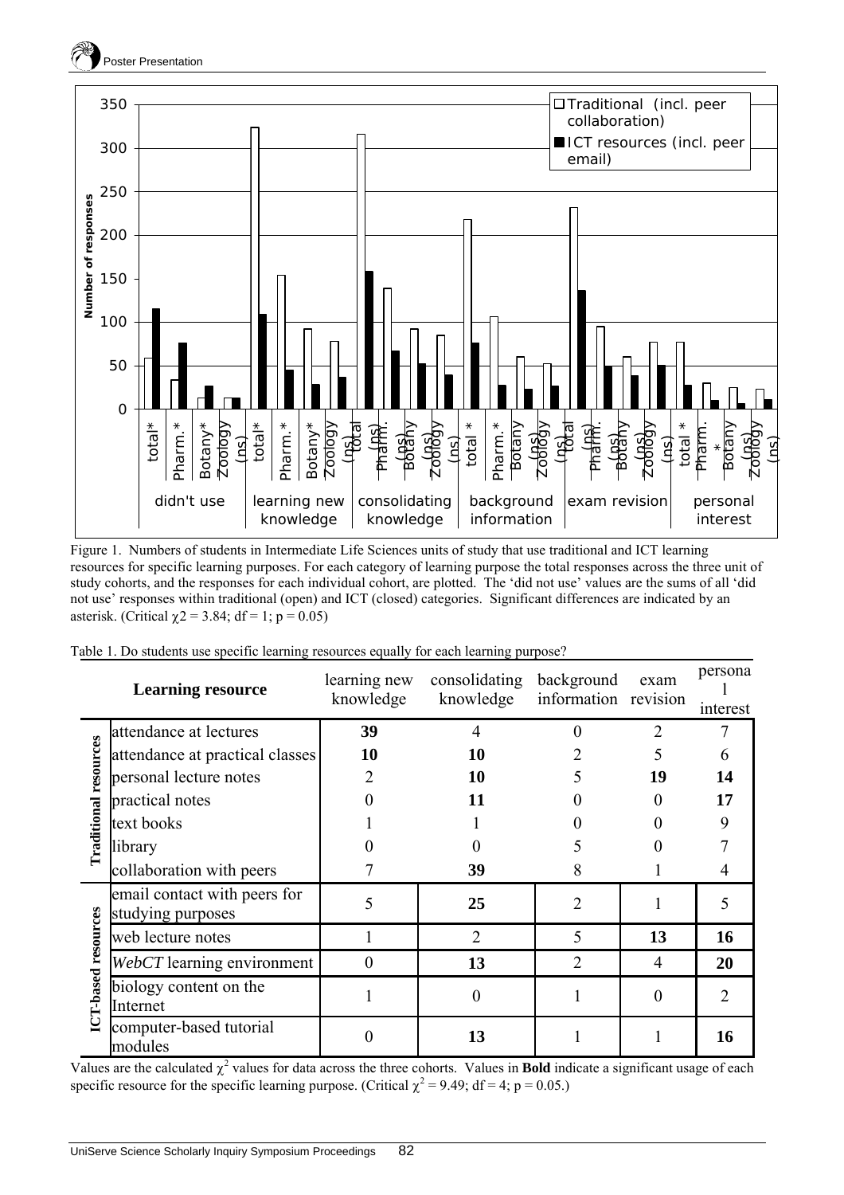Figure 1. Numbers of students in Intermediate Life Sciences units of study that use traditional and ICT learning resources for specific learning purposes. For each category of learning purpose the total responses across the three unit of study cohorts, and the responses for each individual cohort, are plotted. The 'did not use' values are the sums of all 'did not use' responses within traditional (open) and ICT (closed) categories. Significant differences are indicated by an asterisk. (Critical $\chi 2 = 3.84$; df = 1; p = 0.05)

Table 1. Do students use specific learning resources equally for each learning purpose?

| | Learning resource | learning new knowledge | consolidating knowledge | background information | exam revision | personal interest |
|---|---|---|---|---|---|---|
| Traditional resources | attendance at lectures | **39** | 4 | 0 | 2 | 7 |
| | attendance at practical classes | **10** | **10** | 2 | 5 | 6 |
| | personal lecture notes | 2 | **10** | 5 | **19** | **14** |
| | practical notes | 0 | **11** | 0 | 0 | **17** |
| | text books | 1 | 1 | 0 | 0 | 9 |
| | library | 0 | 0 | 5 | 0 | 7 |
| | collaboration with peers | 7 | **39** | 8 | 1 | 4 |
| ICT-based resources | email contact with peers for studying purposes | 5 | **25** | 2 | 1 | 5 |
| | web lecture notes | 1 | 2 | 5 | **13** | **16** |
| | *WebCT* learning environment | 0 | **13** | 2 | 4 | **20** |
| | biology content on the Internet | 1 | 0 | 1 | 0 | 2 |
| | computer-based tutorial modules | 0 | **13** | 1 | 1 | **16** |

Values are the calculated $\chi^2$ values for data across the three cohorts. Values in **Bold** indicate a significant usage of each specific resource for the specific learning purpose. (Critical $\chi^2 = 9.49$; df = 4; p = 0.05.)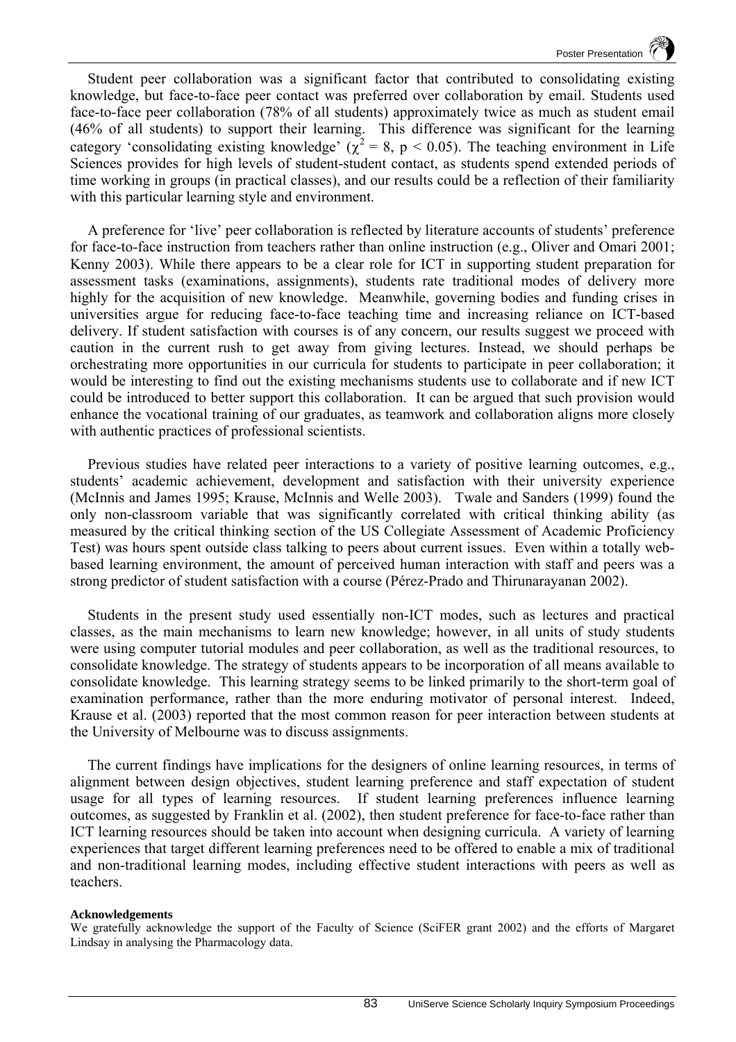Student peer collaboration was a significant factor that contributed to consolidating existing knowledge, but face-to-face peer contact was preferred over collaboration by email. Students used face-to-face peer collaboration (78% of all students) approximately twice as much as student email (46% of all students) to support their learning. This difference was significant for the learning category 'consolidating existing knowledge' ($\chi^2 = 8$, $p < 0.05$). The teaching environment in Life Sciences provides for high levels of student-student contact, as students spend extended periods of time working in groups (in practical classes), and our results could be a reflection of their familiarity with this particular learning style and environment.

A preference for 'live' peer collaboration is reflected by literature accounts of students' preference for face-to-face instruction from teachers rather than online instruction (e.g., Oliver and Omari 2001; Kenny 2003). While there appears to be a clear role for ICT in supporting student preparation for assessment tasks (examinations, assignments), students rate traditional modes of delivery more highly for the acquisition of new knowledge. Meanwhile, governing bodies and funding crises in universities argue for reducing face-to-face teaching time and increasing reliance on ICT-based delivery. If student satisfaction with courses is of any concern, our results suggest we proceed with caution in the current rush to get away from giving lectures. Instead, we should perhaps be orchestrating more opportunities in our curricula for students to participate in peer collaboration; it would be interesting to find out the existing mechanisms students use to collaborate and if new ICT could be introduced to better support this collaboration. It can be argued that such provision would enhance the vocational training of our graduates, as teamwork and collaboration aligns more closely with authentic practices of professional scientists.

Previous studies have related peer interactions to a variety of positive learning outcomes, e.g., students' academic achievement, development and satisfaction with their university experience (McInnis and James 1995; Krause, McInnis and Welle 2003). Twale and Sanders (1999) found the only non-classroom variable that was significantly correlated with critical thinking ability (as measured by the critical thinking section of the US Collegiate Assessment of Academic Proficiency Test) was hours spent outside class talking to peers about current issues. Even within a totally web-based learning environment, the amount of perceived human interaction with staff and peers was a strong predictor of student satisfaction with a course (Pérez-Prado and Thirunarayanan 2002).

Students in the present study used essentially non-ICT modes, such as lectures and practical classes, as the main mechanisms to learn new knowledge; however, in all units of study students were using computer tutorial modules and peer collaboration, as well as the traditional resources, to consolidate knowledge. The strategy of students appears to be incorporation of all means available to consolidate knowledge. This learning strategy seems to be linked primarily to the short-term goal of examination performance, rather than the more enduring motivator of personal interest. Indeed, Krause et al. (2003) reported that the most common reason for peer interaction between students at the University of Melbourne was to discuss assignments.

The current findings have implications for the designers of online learning resources, in terms of alignment between design objectives, student learning preference and staff expectation of student usage for all types of learning resources. If student learning preferences influence learning outcomes, as suggested by Franklin et al. (2002), then student preference for face-to-face rather than ICT learning resources should be taken into account when designing curricula. A variety of learning experiences that target different learning preferences need to be offered to enable a mix of traditional and non-traditional learning modes, including effective student interactions with peers as well as teachers.

**Acknowledgements**

We gratefully acknowledge the support of the Faculty of Science (SciFER grant 2002) and the efforts of Margaret Lindsay in analysing the Pharmacology data.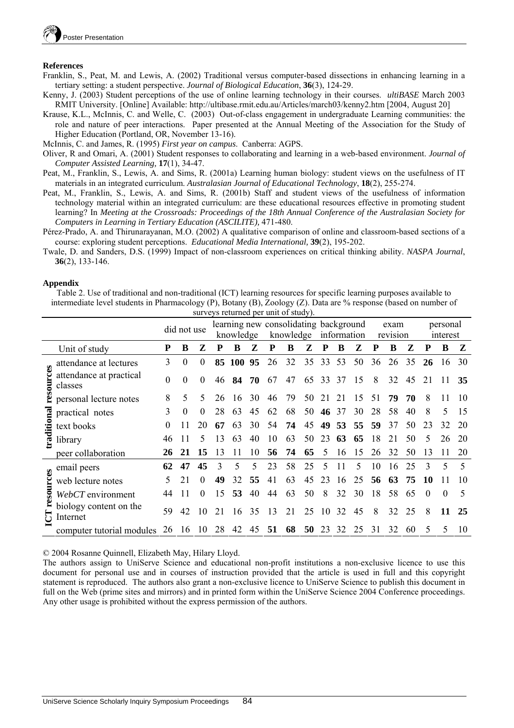### References

Franklin, S., Peat, M. and Lewis, A. (2002) Traditional versus computer-based dissections in enhancing learning in a tertiary setting: a student perspective. *Journal of Biological Education*, **36**(3), 124-29.

Kenny, J. (2003) Student perceptions of the use of online learning technology in their courses. *ultiBASE* March 2003 RMIT University. [Online] Available: http://ultibase.rmit.edu.au/Articles/march03/kenny2.htm [2004, August 20]

Krause, K.L., McInnis, C. and Welle, C. (2003) Out-of-class engagement in undergraduate Learning communities: the role and nature of peer interactions. Paper presented at the Annual Meeting of the Association for the Study of Higher Education (Portland, OR, November 13-16).

McInnis, C. and James, R. (1995) *First year on campus*. Canberra: AGPS.

Oliver, R and Omari, A. (2001) Student responses to collaborating and learning in a web-based environment. *Journal of Computer Assisted Learning,* **17**(1), 34-47.

Peat, M., Franklin, S., Lewis, A. and Sims, R. (2001a) Learning human biology: student views on the usefulness of IT materials in an integrated curriculum. *Australasian Journal of Educational Technology*, **18**(2), 255-274.

Peat, M., Franklin, S., Lewis, A. and Sims, R. (2001b) Staff and student views of the usefulness of information technology material within an integrated curriculum: are these educational resources effective in promoting student learning? In *Meeting at the Crossroads: Proceedings of the 18th Annual Conference of the Australasian Society for Computers in Learning in Tertiary Education (ASCILITE),* 471-480.

Pérez-Prado, A. and Thirunarayanan, M.O. (2002) A qualitative comparison of online and classroom-based sections of a course: exploring student perceptions. *Educational Media International,* **39**(2), 195-202.

Twale, D. and Sanders, D.S. (1999) Impact of non-classroom experiences on critical thinking ability. *NASPA Journal*, **36**(2), 133-146.

### Appendix

Table 2. Use of traditional and non-traditional (ICT) learning resources for specific learning purposes available to intermediate level students in Pharmacology (P), Botany (B), Zoology (Z). Data are % response (based on number of surveys returned per unit of study).

| | | did not use | | | learning new knowledge | | | consolidating knowledge | | | background information | | | exam revision | | | personal interest | | |
|---|---|---|---|---|---|---|---|---|---|---|---|---|---|---|---|---|---|---|---|
| | Unit of study | P | B | Z | P | B | Z | P | B | Z | P | B | Z | P | B | Z | P | B | Z |
| traditional resources | attendance at lectures | 3 | 0 | 0 | **85** | **100** | **95** | 26 | 32 | 35 | 33 | 53 | 50 | 36 | 26 | 35 | **26** | 16 | 30 |
| | attendance at practical classes | 0 | 0 | 0 | 46 | **84** | **70** | 67 | 47 | 65 | 33 | 37 | 15 | 8 | 32 | 45 | 21 | 11 | **35** |
| | personal lecture notes | 8 | 5 | 5 | 26 | 16 | 30 | 46 | 79 | 50 | 21 | 21 | 15 | 51 | **79** | **70** | 8 | 11 | 10 |
| | practical notes | 3 | 0 | 0 | 28 | 63 | 45 | 62 | 68 | 50 | **46** | 37 | 30 | 28 | 58 | 40 | 8 | 5 | 15 |
| | text books | 0 | 11 | 20 | **67** | 63 | 30 | 54 | **74** | 45 | **49** | **53** | **55** | **59** | 37 | 50 | 23 | 32 | 20 |
| | library | 46 | 11 | 5 | 13 | 63 | 40 | 10 | 63 | 50 | 23 | **63** | **65** | 18 | 21 | 50 | 5 | 26 | 20 |
| | peer collaboration | **26** | **21** | **15** | 13 | 11 | 10 | **56** | **74** | **65** | 5 | 16 | 15 | 26 | 32 | 50 | 13 | 11 | 20 |
| ICT resources | email peers | **62** | **47** | **45** | 3 | 5 | 5 | 23 | 58 | 25 | 5 | 11 | 5 | 10 | 16 | 25 | 3 | 5 | 5 |
| | web lecture notes | 5 | 21 | 0 | **49** | 32 | **55** | 41 | 63 | 45 | 23 | 16 | 25 | **56** | **63** | **75** | **10** | 11 | 10 |
| | *WebCT* environment | 44 | 11 | 0 | 15 | **53** | 40 | 44 | 63 | 50 | 8 | 32 | 30 | 18 | 58 | 65 | 0 | 0 | 5 |
| | biology content on the Internet | 59 | 42 | 10 | 21 | 16 | 35 | 13 | 21 | 25 | 10 | 32 | 45 | 8 | 32 | 25 | 8 | **11** | **25** |
| | computer tutorial modules | 26 | 16 | 10 | 28 | 42 | 45 | **51** | **68** | **50** | 23 | 32 | 25 | 31 | 32 | 60 | 5 | 5 | 10 |

© 2004 Rosanne Quinnell, Elizabeth May, Hilary Lloyd.

The authors assign to UniServe Science and educational non-profit institutions a non-exclusive licence to use this document for personal use and in courses of instruction provided that the article is used in full and this copyright statement is reproduced. The authors also grant a non-exclusive licence to UniServe Science to publish this document in full on the Web (prime sites and mirrors) and in printed form within the UniServe Science 2004 Conference proceedings. Any other usage is prohibited without the express permission of the authors.